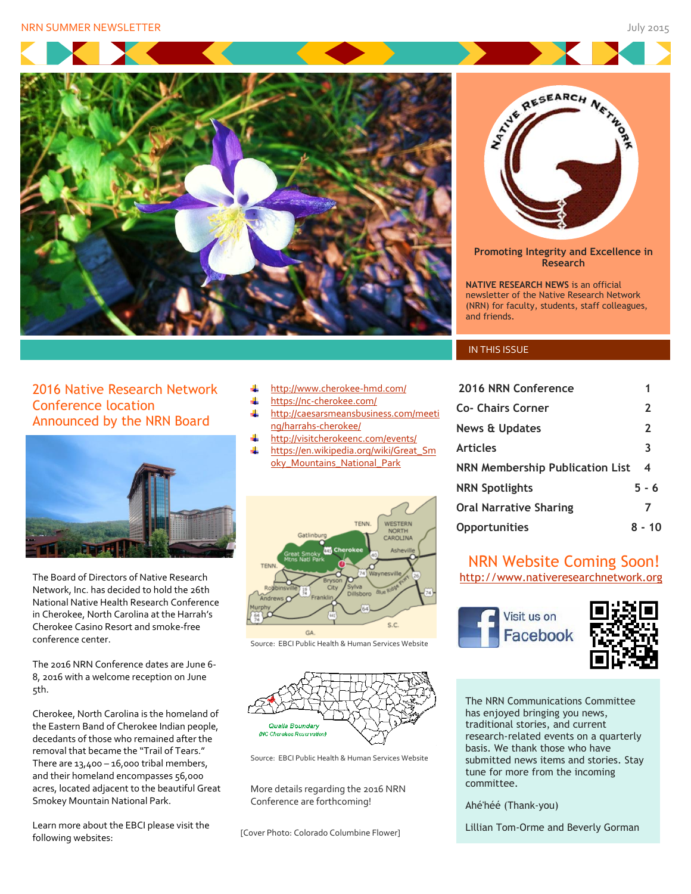NRN SUMMER NEWSLETTER

July 2015

Promoting Integrity and Excellence in Research

**NATIVE RESEARCH NEWS** is an official newsletter of the Native Research Network (NRN) for faculty, students, staff colleagues, and friends.

## IN THIS ISSUE

| | |
|---|---|
| 2016 NRN Conference | 1 |
| Co- Chairs Corner | 2 |
| News & Updates | 2 |
| Articles | 3 |
| NRN Membership Publication List | 4 |
| NRN Spotlights | 5 - 6 |
| Oral Narrative Sharing | 7 |
| Opportunities | 8 - 10 |

## 2016 Native Research Network Conference location Announced by the NRN Board

The Board of Directors of Native Research Network, Inc. has decided to hold the 26th National Native Health Research Conference in Cherokee, North Carolina at the Harrah's Cherokee Casino Resort and smoke-free conference center.

The 2016 NRN Conference dates are June 6-8, 2016 with a welcome reception on June 5th.

Cherokee, North Carolina is the homeland of the Eastern Band of Cherokee Indian people, decedants of those who remained after the removal that became the "Trail of Tears." There are 13,400 – 16,000 tribal members, and their homeland encompasses 56,000 acres, located adjacent to the beautiful Great Smokey Mountain National Park.

Learn more about the EBCI please visit the following websites:

- http://www.cherokee-hmd.com/
- https://nc-cherokee.com/
- http://caesarsmeansbusiness.com/meeting/harrahs-cherokee/
- http://visitcherokeenc.com/events/
- https://en.wikipedia.org/wiki/Great_Smoky_Mountains_National_Park

Source: EBCI Public Health & Human Services Website

Source: EBCI Public Health & Human Services Website

More details regarding the 2016 NRN Conference are forthcoming!

[Cover Photo: Colorado Columbine Flower]

## NRN Website Coming Soon!

http://www.nativeresearchnetwork.org

Visit us on Facebook

The NRN Communications Committee has enjoyed bringing you news, traditional stories, and current research-related events on a quarterly basis. We thank those who have submitted news items and stories. Stay tune for more from the incoming committee.

Ahé'héé (Thank-you)

Lillian Tom-Orme and Beverly Gorman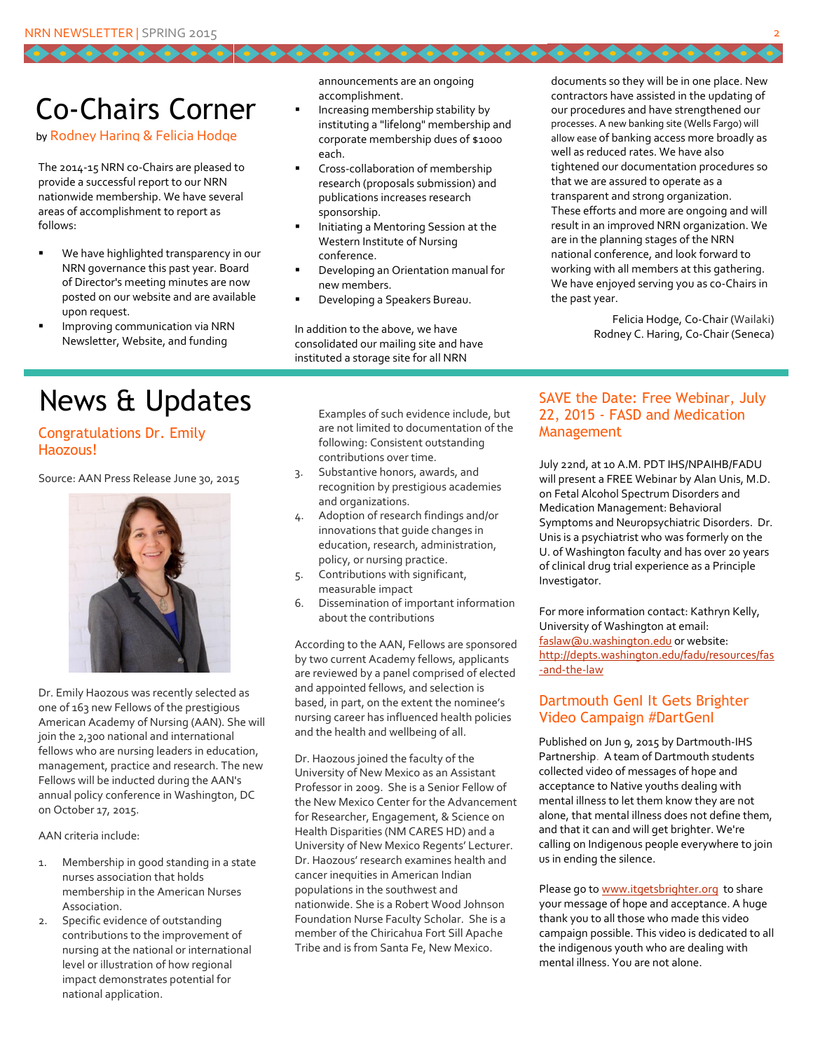# Co-Chairs Corner

by Rodney Haring & Felicia Hodge

The 2014-15 NRN co-Chairs are pleased to provide a successful report to our NRN nationwide membership. We have several areas of accomplishment to report as follows:

- We have highlighted transparency in our NRN governance this past year. Board of Director's meeting minutes are now posted on our website and are available upon request.
- Improving communication via NRN Newsletter, Website, and funding announcements are an ongoing accomplishment.
- Increasing membership stability by instituting a "lifelong" membership and corporate membership dues of $1000 each.
- Cross-collaboration of membership research (proposals submission) and publications increases research sponsorship.
- Initiating a Mentoring Session at the Western Institute of Nursing conference.
- Developing an Orientation manual for new members.
- Developing a Speakers Bureau.

In addition to the above, we have consolidated our mailing site and have instituted a storage site for all NRN documents so they will be in one place. New contractors have assisted in the updating of our procedures and have strengthened our processes. A new banking site (Wells Fargo) will allow ease of banking access more broadly as well as reduced rates. We have also tightened our documentation procedures so that we are assured to operate as a transparent and strong organization. These efforts and more are ongoing and will result in an improved NRN organization. We are in the planning stages of the NRN national conference, and look forward to working with all members at this gathering. We have enjoyed serving you as co-Chairs in the past year.

Felicia Hodge, Co-Chair (Wailaki)
Rodney C. Haring, Co-Chair (Seneca)

# News & Updates

## Congratulations Dr. Emily Haozous!

Source: AAN Press Release June 30, 2015

Dr. Emily Haozous was recently selected as one of 163 new Fellows of the prestigious American Academy of Nursing (AAN). She will join the 2,300 national and international fellows who are nursing leaders in education, management, practice and research. The new Fellows will be inducted during the AAN's annual policy conference in Washington, DC on October 17, 2015.

AAN criteria include:

1. Membership in good standing in a state nurses association that holds membership in the American Nurses Association.
2. Specific evidence of outstanding contributions to the improvement of nursing at the national or international level or illustration of how regional impact demonstrates potential for national application. Examples of such evidence include, but are not limited to documentation of the following: Consistent outstanding contributions over time.
3. Substantive honors, awards, and recognition by prestigious academies and organizations.
4. Adoption of research findings and/or innovations that guide changes in education, research, administration, policy, or nursing practice.
5. Contributions with significant, measurable impact
6. Dissemination of important information about the contributions

According to the AAN, Fellows are sponsored by two current Academy fellows, applicants are reviewed by a panel comprised of elected and appointed fellows, and selection is based, in part, on the extent the nominee's nursing career has influenced health policies and the health and wellbeing of all.

Dr. Haozous joined the faculty of the University of New Mexico as an Assistant Professor in 2009. She is a Senior Fellow of the New Mexico Center for the Advancement for Researcher, Engagement, & Science on Health Disparities (NM CARES HD) and a University of New Mexico Regents' Lecturer. Dr. Haozous' research examines health and cancer inequities in American Indian populations in the southwest and nationwide. She is a Robert Wood Johnson Foundation Nurse Faculty Scholar. She is a member of the Chiricahua Fort Sill Apache Tribe and is from Santa Fe, New Mexico.

## SAVE the Date: Free Webinar, July 22, 2015 - FASD and Medication Management

July 22nd, at 10 A.M. PDT IHS/NPAIHB/FADU will present a FREE Webinar by Alan Unis, M.D. on Fetal Alcohol Spectrum Disorders and Medication Management: Behavioral Symptoms and Neuropsychiatric Disorders. Dr. Unis is a psychiatrist who was formerly on the U. of Washington faculty and has over 20 years of clinical drug trial experience as a Principle Investigator.

For more information contact: Kathryn Kelly, University of Washington at email: faslaw@u.washington.edu or website: http://depts.washington.edu/fadu/resources/fas-and-the-law

## Dartmouth GenI It Gets Brighter Video Campaign #DartGenI

Published on Jun 9, 2015 by Dartmouth-IHS Partnership. A team of Dartmouth students collected video of messages of hope and acceptance to Native youths dealing with mental illness to let them know they are not alone, that mental illness does not define them, and that it can and will get brighter. We're calling on Indigenous people everywhere to join us in ending the silence.

Please go to www.itgetsbrighter.org to share your message of hope and acceptance. A huge thank you to all those who made this video campaign possible. This video is dedicated to all the indigenous youth who are dealing with mental illness. You are not alone.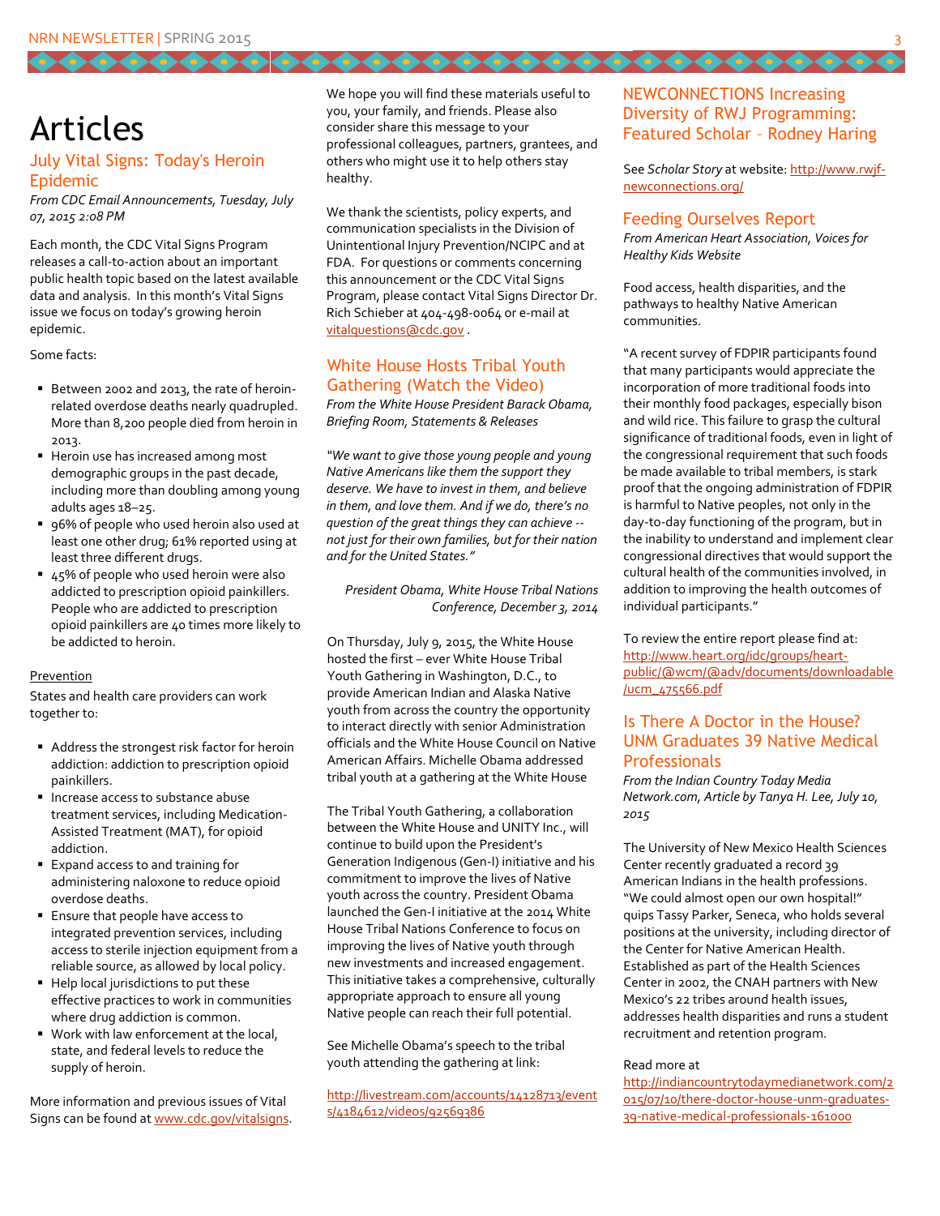# Articles

## July Vital Signs: Today's Heroin Epidemic

*From CDC Email Announcements, Tuesday, July 07, 2015 2:08 PM*

Each month, the CDC Vital Signs Program releases a call-to-action about an important public health topic based on the latest available data and analysis. In this month's Vital Signs issue we focus on today's growing heroin epidemic.

Some facts:

- Between 2002 and 2013, the rate of heroin-related overdose deaths nearly quadrupled. More than 8,200 people died from heroin in 2013.
- Heroin use has increased among most demographic groups in the past decade, including more than doubling among young adults ages 18–25.
- 96% of people who used heroin also used at least one other drug; 61% reported using at least three different drugs.
- 45% of people who used heroin were also addicted to prescription opioid painkillers. People who are addicted to prescription opioid painkillers are 40 times more likely to be addicted to heroin.

Prevention

States and health care providers can work together to:

- Address the strongest risk factor for heroin addiction: addiction to prescription opioid painkillers.
- Increase access to substance abuse treatment services, including Medication-Assisted Treatment (MAT), for opioid addiction.
- Expand access to and training for administering naloxone to reduce opioid overdose deaths.
- Ensure that people have access to integrated prevention services, including access to sterile injection equipment from a reliable source, as allowed by local policy.
- Help local jurisdictions to put these effective practices to work in communities where drug addiction is common.
- Work with law enforcement at the local, state, and federal levels to reduce the supply of heroin.

More information and previous issues of Vital Signs can be found at www.cdc.gov/vitalsigns.

We hope you will find these materials useful to you, your family, and friends. Please also consider share this message to your professional colleagues, partners, grantees, and others who might use it to help others stay healthy.

We thank the scientists, policy experts, and communication specialists in the Division of Unintentional Injury Prevention/NCIPC and at FDA. For questions or comments concerning this announcement or the CDC Vital Signs Program, please contact Vital Signs Director Dr. Rich Schieber at 404-498-0064 or e-mail at vitalquestions@cdc.gov .

## White House Hosts Tribal Youth Gathering (Watch the Video)

*From the White House President Barack Obama, Briefing Room, Statements & Releases*

*"We want to give those young people and young Native Americans like them the support they deserve. We have to invest in them, and believe in them, and love them. And if we do, there's no question of the great things they can achieve -- not just for their own families, but for their nation and for the United States."*

*President Obama, White House Tribal Nations Conference, December 3, 2014*

On Thursday, July 9, 2015, the White House hosted the first – ever White House Tribal Youth Gathering in Washington, D.C., to provide American Indian and Alaska Native youth from across the country the opportunity to interact directly with senior Administration officials and the White House Council on Native American Affairs. Michelle Obama addressed tribal youth at a gathering at the White House

The Tribal Youth Gathering, a collaboration between the White House and UNITY Inc., will continue to build upon the President's Generation Indigenous (Gen-I) initiative and his commitment to improve the lives of Native youth across the country. President Obama launched the Gen-I initiative at the 2014 White House Tribal Nations Conference to focus on improving the lives of Native youth through new investments and increased engagement. This initiative takes a comprehensive, culturally appropriate approach to ensure all young Native people can reach their full potential.

See Michelle Obama's speech to the tribal youth attending the gathering at link:

http://livestream.com/accounts/14128713/events/4184612/videos/92569386

## NEWCONNECTIONS Increasing Diversity of RWJ Programming: Featured Scholar – Rodney Haring

See *Scholar Story* at website: http://www.rwjf-newconnections.org/

## Feeding Ourselves Report

*From American Heart Association, Voices for Healthy Kids Website*

Food access, health disparities, and the pathways to healthy Native American communities.

"A recent survey of FDPIR participants found that many participants would appreciate the incorporation of more traditional foods into their monthly food packages, especially bison and wild rice. This failure to grasp the cultural significance of traditional foods, even in light of the congressional requirement that such foods be made available to tribal members, is stark proof that the ongoing administration of FDPIR is harmful to Native peoples, not only in the day-to-day functioning of the program, but in the inability to understand and implement clear congressional directives that would support the cultural health of the communities involved, in addition to improving the health outcomes of individual participants."

To review the entire report please find at: http://www.heart.org/idc/groups/heart-public/@wcm/@adv/documents/downloadable/ucm_475566.pdf

## Is There A Doctor in the House? UNM Graduates 39 Native Medical Professionals

*From the Indian Country Today Media Network.com, Article by Tanya H. Lee, July 10, 2015*

The University of New Mexico Health Sciences Center recently graduated a record 39 American Indians in the health professions. "We could almost open our own hospital!" quips Tassy Parker, Seneca, who holds several positions at the university, including director of the Center for Native American Health. Established as part of the Health Sciences Center in 2002, the CNAH partners with New Mexico's 22 tribes around health issues, addresses health disparities and runs a student recruitment and retention program.

Read more at http://indiancountrytodaymedianetwork.com/2015/07/10/there-doctor-house-unm-graduates-39-native-medical-professionals-161000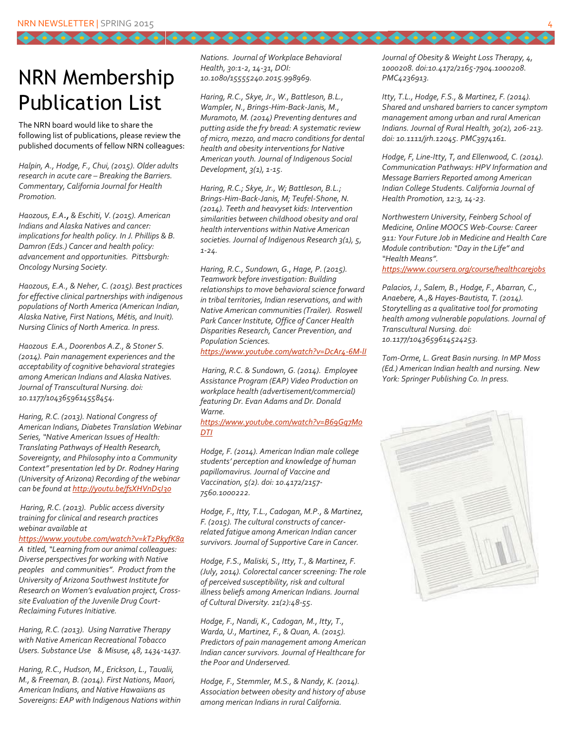# NRN Membership Publication List

The NRN board would like to share the following list of publications, please review the published documents of fellow NRN colleagues:

*Halpin, A., Hodge, F., Chui, (2015). Older adults research in acute care – Breaking the Barriers. Commentary, California Journal for Health Promotion.*

*Haozous, E.A.**,** & Eschiti, V. (2015). American Indians and Alaska Natives and cancer: implications for health policy. In J. Phillips & B. Damron (Eds.) Cancer and health policy: advancement and opportunities. Pittsburgh: Oncology Nursing Society.*

*Haozous, E.A., & Neher, C. (2015). Best practices for effective clinical partnerships with indigenous populations of North America (American Indian, Alaska Native, First Nations, Métis, and Inuit). Nursing Clinics of North America. In press.*

*Haozous E.A., Doorenbos A.Z., & Stoner S. (2014). Pain management experiences and the acceptability of cognitive behavioral strategies among American Indians and Alaska Natives. Journal of Transcultural Nursing. doi: 10.1177/1043659614558454.*

*Haring, R.C. (2013). National Congress of American Indians, Diabetes Translation Webinar Series, "Native American Issues of Health: Translating Pathways of Health Research, Sovereignty, and Philosophy into a Community Context" presentation led by Dr. Rodney Haring (University of Arizona) Recording of the webinar can be found at http://youtu.be/fsXHVnD5I3o*

*Haring, R.C. (2013). Public access diversity training for clinical and research practices webinar available at https://www.youtube.com/watch?v=kT2PkyfK8a A titled, "Learning from our animal colleagues: Diverse perspectives for working with Native peoples and communities". Product from the University of Arizona Southwest Institute for Research on Women's evaluation project, Cross-site Evaluation of the Juvenile Drug Court-Reclaiming Futures Initiative.*

*Haring, R.C. (2013). Using Narrative Therapy with Native American Recreational Tobacco Users. Substance Use & Misuse, 48, 1434-1437.*

*Haring, R.C., Hudson, M., Erickson, L., Taualii, M., & Freeman, B. (2014). First Nations, Maori, American Indians, and Native Hawaiians as Sovereigns: EAP with Indigenous Nations within Nations. Journal of Workplace Behavioral Health, 30:1-2, 14-31, DOI: 10.1080/15555240.2015.998969.*

*Haring, R.C., Skye, Jr., W., Battleson, B.L., Wampler, N., Brings-Him-Back-Janis, M., Muramoto, M. (2014) Preventing dentures and putting aside the fry bread: A systematic review of micro, mezzo, and macro conditions for dental health and obesity interventions for Native American youth. Journal of Indigenous Social Development, 3(1), 1-15.*

*Haring, R.C.; Skye, Jr., W; Battleson, B.L.; Brings-Him-Back-Janis, M; Teufel-Shone, N. (2014). Teeth and heavyset kids: Intervention similarities between childhood obesity and oral health interventions within Native American societies. Journal of Indigenous Research 3(1), 5, 1-24.*

*Haring, R.C., Sundown, G., Hage, P. (2015). Teamwork before investigation: Building relationships to move behavioral science forward in tribal territories, Indian reservations, and with Native American communities (Trailer). Roswell Park Cancer Institute, Office of Cancer Health Disparities Research, Cancer Prevention, and Population Sciences. https://www.youtube.com/watch?v=DcAr4-6M-lI*

*Haring, R.C. & Sundown, G. (2014). Employee Assistance Program (EAP) Video Production on workplace health (advertisement/commercial) featuring Dr. Evan Adams and Dr. Donald Warne. https://www.youtube.com/watch?v=B69Gq7MoDTI*

*Hodge, F. (2014). American Indian male college students' perception and knowledge of human papillomavirus. Journal of Vaccine and Vaccination, 5(2). doi: 10.4172/2157-7560.1000222.*

*Hodge, F., Itty, T.L., Cadogan, M.P., & Martinez, F. (2015). The cultural constructs of cancer-related fatigue among American Indian cancer survivors. Journal of Supportive Care in Cancer.*

*Hodge, F.S., Maliski, S., Itty, T., & Martinez, F. (July, 2014). Colorectal cancer screening: The role of perceived susceptibility, risk and cultural illness beliefs among American Indians. Journal of Cultural Diversity. 21(2):48-55.*

*Hodge, F., Nandi, K., Cadogan, M., Itty, T., Warda, U., Martinez, F., & Quan, A. (2015). Predictors of pain management among American Indian cancer survivors. Journal of Healthcare for the Poor and Underserved.*

*Hodge, F., Stemmler, M.S., & Nandy, K. (2014). Association between obesity and history of abuse among merican Indians in rural California. Journal of Obesity & Weight Loss Therapy, 4, 1000208. doi:10.4172/2165-7904.1000208. PMC4236913.*

*Itty, T.L., Hodge, F.S., & Martinez, F. (2014). Shared and unshared barriers to cancer symptom management among urban and rural American Indians. Journal of Rural Health, 30(2), 206-213. doi: 10.1111/jrh.12045. PMC3974161.*

*Hodge, F, Line-Itty, T, and Ellenwood, C. (2014). Communication Pathways: HPV Information and Message Barriers Reported among American Indian College Students. California Journal of Health Promotion, 12:3, 14-23.*

*Northwestern University, Feinberg School of Medicine, Online MOOCS Web-Course: Career 911: Your Future Job in Medicine and Health Care Module contribution: "Day in the Life" and "Health Means". https://www.coursera.org/course/healthcarejobs*

*Palacios, J., Salem, B., Hodge, F., Abarran, C., Anaebere, A.,& Hayes-Bautista, T. (2014). Storytelling as a qualitative tool for promoting health among vulnerable populations. Journal of Transcultural Nursing. doi: 10.1177/1043659614524253.*

*Tom-Orme, L. Great Basin nursing. In MP Moss (Ed.) American Indian health and nursing. New York: Springer Publishing Co. In press.*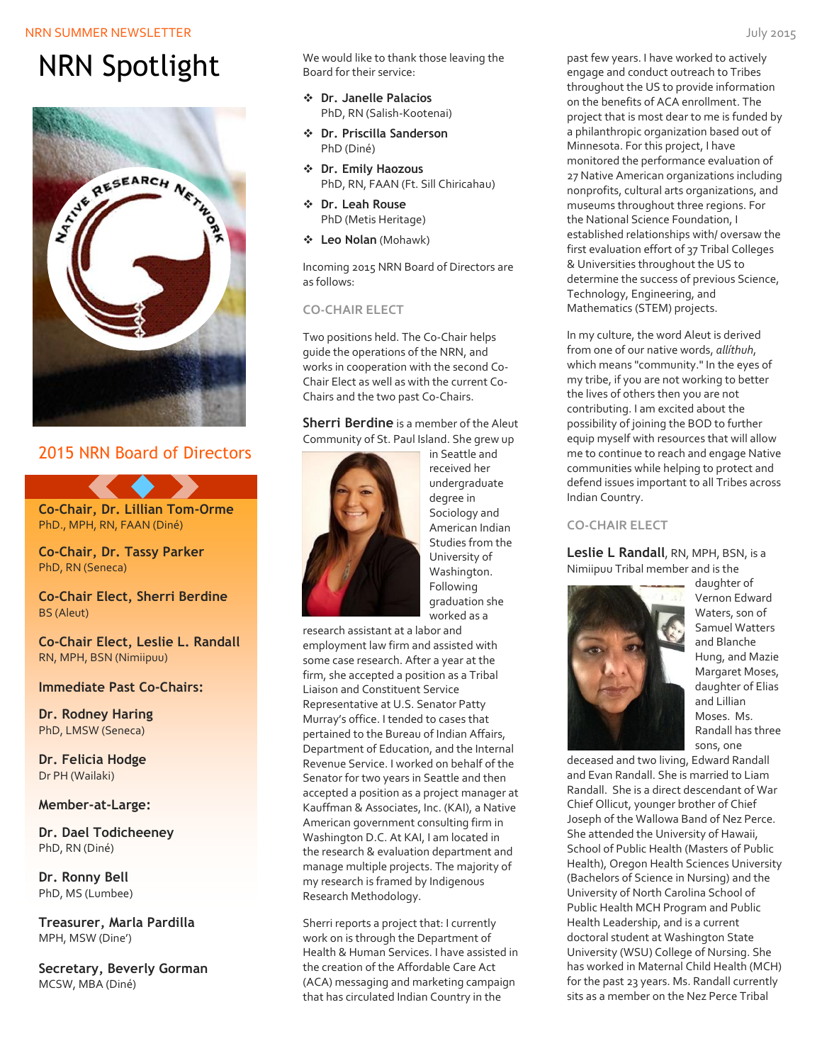# NRN Spotlight

## 2015 NRN Board of Directors

**Co-Chair, Dr. Lillian Tom-Orme**
PhD., MPH, RN, FAAN (Diné)

**Co-Chair, Dr. Tassy Parker**
PhD, RN (Seneca)

**Co-Chair Elect, Sherri Berdine**
BS (Aleut)

**Co-Chair Elect, Leslie L. Randall**
RN, MPH, BSN (Nimiipuu)

**Immediate Past Co-Chairs:**

**Dr. Rodney Haring**
PhD, LMSW (Seneca)

**Dr. Felicia Hodge**
Dr PH (Wailaki)

**Member-at-Large:**

**Dr. Dael Todicheeney**
PhD, RN (Diné)

**Dr. Ronny Bell**
PhD, MS (Lumbee)

**Treasurer, Marla Pardilla**
MPH, MSW (Dine')

**Secretary, Beverly Gorman**
MCSW, MBA (Diné)

We would like to thank those leaving the Board for their service:

- **Dr. Janelle Palacios**
  PhD, RN (Salish-Kootenai)
- **Dr. Priscilla Sanderson**
  PhD (Diné)
- **Dr. Emily Haozous**
  PhD, RN, FAAN (Ft. Sill Chiricahau)
- **Dr. Leah Rouse**
  PhD (Metis Heritage)
- **Leo Nolan** (Mohawk)

Incoming 2015 NRN Board of Directors are as follows:

### CO-CHAIR ELECT

Two positions held. The Co-Chair helps guide the operations of the NRN, and works in cooperation with the second Co-Chair Elect as well as with the current Co-Chairs and the two past Co-Chairs.

**Sherri Berdine** is a member of the Aleut Community of St. Paul Island. She grew up in Seattle and received her undergraduate degree in Sociology and American Indian Studies from the University of Washington. Following graduation she worked as a research assistant at a labor and employment law firm and assisted with some case research. After a year at the firm, she accepted a position as a Tribal Liaison and Constituent Service Representative at U.S. Senator Patty Murray's office. I tended to cases that pertained to the Bureau of Indian Affairs, Department of Education, and the Internal Revenue Service. I worked on behalf of the Senator for two years in Seattle and then accepted a position as a project manager at Kauffman & Associates, Inc. (KAI), a Native American government consulting firm in Washington D.C. At KAI, I am located in the research & evaluation department and manage multiple projects. The majority of my research is framed by Indigenous Research Methodology.

Sherri reports a project that: I currently work on is through the Department of Health & Human Services. I have assisted in the creation of the Affordable Care Act (ACA) messaging and marketing campaign that has circulated Indian Country in the past few years. I have worked to actively engage and conduct outreach to Tribes throughout the US to provide information on the benefits of ACA enrollment. The project that is most dear to me is funded by a philanthropic organization based out of Minnesota. For this project, I have monitored the performance evaluation of 27 Native American organizations including nonprofits, cultural arts organizations, and museums throughout three regions. For the National Science Foundation, I established relationships with/ oversaw the first evaluation effort of 37 Tribal Colleges & Universities throughout the US to determine the success of previous Science, Technology, Engineering, and Mathematics (STEM) projects.

In my culture, the word Aleut is derived from one of our native words, *allíthuh*, which means "community." In the eyes of my tribe, if you are not working to better the lives of others then you are not contributing. I am excited about the possibility of joining the BOD to further equip myself with resources that will allow me to continue to reach and engage Native communities while helping to protect and defend issues important to all Tribes across Indian Country.

### CO-CHAIR ELECT

**Leslie L Randall**, RN, MPH, BSN, is a Nimiipuu Tribal member and is the daughter of Vernon Edward Waters, son of Samuel Watters and Blanche Hung, and Mazie Margaret Moses, daughter of Elias and Lillian Moses. Ms. Randall has three sons, one deceased and two living, Edward Randall and Evan Randall. She is married to Liam Randall. She is a direct descendant of War Chief Ollicut, younger brother of Chief Joseph of the Wallowa Band of Nez Perce. She attended the University of Hawaii, School of Public Health (Masters of Public Health), Oregon Health Sciences University (Bachelors of Science in Nursing) and the University of North Carolina School of Public Health MCH Program and Public Health Leadership, and is a current doctoral student at Washington State University (WSU) College of Nursing. She has worked in Maternal Child Health (MCH) for the past 23 years. Ms. Randall currently sits as a member on the Nez Perce Tribal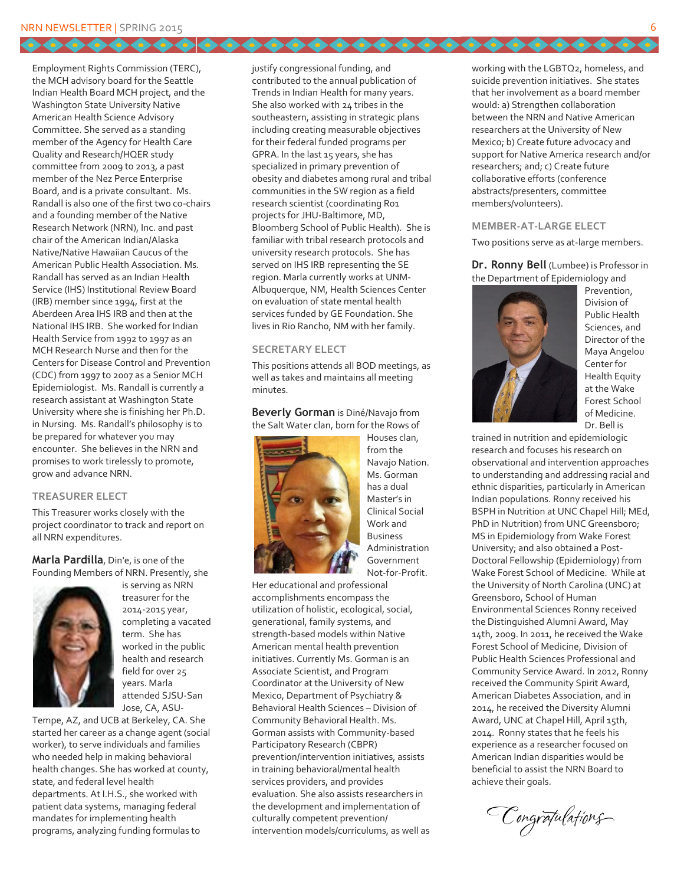Employment Rights Commission (TERC), the MCH advisory board for the Seattle Indian Health Board MCH project, and the Washington State University Native American Health Science Advisory Committee. She served as a standing member of the Agency for Health Care Quality and Research/HQER study committee from 2009 to 2013, a past member of the Nez Perce Enterprise Board, and is a private consultant. Ms. Randall is also one of the first two co-chairs and a founding member of the Native Research Network (NRN), Inc. and past chair of the American Indian/Alaska Native/Native Hawaiian Caucus of the American Public Health Association. Ms. Randall has served as an Indian Health Service (IHS) Institutional Review Board (IRB) member since 1994, first at the Aberdeen Area IHS IRB and then at the National IHS IRB. She worked for Indian Health Service from 1992 to 1997 as an MCH Research Nurse and then for the Centers for Disease Control and Prevention (CDC) from 1997 to 2007 as a Senior MCH Epidemiologist. Ms. Randall is currently a research assistant at Washington State University where she is finishing her Ph.D. in Nursing. Ms. Randall's philosophy is to be prepared for whatever you may encounter. She believes in the NRN and promises to work tirelessly to promote, grow and advance NRN.

## TREASURER ELECT

This Treasurer works closely with the project coordinator to track and report on all NRN expenditures.

**Marla Pardilla**, Din'e, is one of the Founding Members of NRN. Presently, she is serving as NRN treasurer for the 2014-2015 year, completing a vacated term. She has worked in the public health and research field for over 25 years. Marla attended SJSU-San Jose, CA, ASU-Tempe, AZ, and UCB at Berkeley, CA. She started her career as a change agent (social worker), to serve individuals and families who needed help in making behavioral health changes. She has worked at county, state, and federal level health departments. At I.H.S., she worked with patient data systems, managing federal mandates for implementing health programs, analyzing funding formulas to justify congressional funding, and contributed to the annual publication of Trends in Indian Health for many years. She also worked with 24 tribes in the southeastern, assisting in strategic plans including creating measurable objectives for their federal funded programs per GPRA. In the last 15 years, she has specialized in primary prevention of obesity and diabetes among rural and tribal communities in the SW region as a field research scientist (coordinating Ro1 projects for JHU-Baltimore, MD, Bloomberg School of Public Health). She is familiar with tribal research protocols and university research protocols. She has served on IHS IRB representing the SE region. Marla currently works at UNM-Albuquerque, NM, Health Sciences Center on evaluation of state mental health services funded by GE Foundation. She lives in Rio Rancho, NM with her family.

## SECRETARY ELECT

This positions attends all BOD meetings, as well as takes and maintains all meeting minutes.

**Beverly Gorman** is Diné/Navajo from the Salt Water clan, born for the Rows of Houses clan, from the Navajo Nation. Ms. Gorman has a dual Master's in Clinical Social Work and Business Administration Government Not-for-Profit. Her educational and professional accomplishments encompass the utilization of holistic, ecological, social, generational, family systems, and strength-based models within Native American mental health prevention initiatives. Currently Ms. Gorman is an Associate Scientist, and Program Coordinator at the University of New Mexico, Department of Psychiatry & Behavioral Health Sciences – Division of Community Behavioral Health. Ms. Gorman assists with Community-based Participatory Research (CBPR) prevention/intervention initiatives, assists in training behavioral/mental health services providers, and provides evaluation. She also assists researchers in the development and implementation of culturally competent prevention/ intervention models/curriculums, as well as working with the LGBTQ2, homeless, and suicide prevention initiatives. She states that her involvement as a board member would: a) Strengthen collaboration between the NRN and Native American researchers at the University of New Mexico; b) Create future advocacy and support for Native America research and/or researchers; and; c) Create future collaborative efforts (conference abstracts/presenters, committee members/volunteers).

## MEMBER-AT-LARGE ELECT

Two positions serve as at-large members.

**Dr. Ronny Bell** (Lumbee) is Professor in the Department of Epidemiology and Prevention, Division of Public Health Sciences, and Director of the Maya Angelou Center for Health Equity at the Wake Forest School of Medicine. Dr. Bell is trained in nutrition and epidemiologic research and focuses his research on observational and intervention approaches to understanding and addressing racial and ethnic disparities, particularly in American Indian populations. Ronny received his BSPH in Nutrition at UNC Chapel Hill; MEd, PhD in Nutrition) from UNC Greensboro; MS in Epidemiology from Wake Forest University; and also obtained a Post-Doctoral Fellowship (Epidemiology) from Wake Forest School of Medicine. While at the University of North Carolina (UNC) at Greensboro, School of Human Environmental Sciences Ronny received the Distinguished Alumni Award, May 14th, 2009. In 2011, he received the Wake Forest School of Medicine, Division of Public Health Sciences Professional and Community Service Award. In 2012, Ronny received the Community Spirit Award, American Diabetes Association, and in 2014, he received the Diversity Alumni Award, UNC at Chapel Hill, April 15th, 2014. Ronny states that he feels his experience as a researcher focused on American Indian disparities would be beneficial to assist the NRN Board to achieve their goals.

*Congratulations*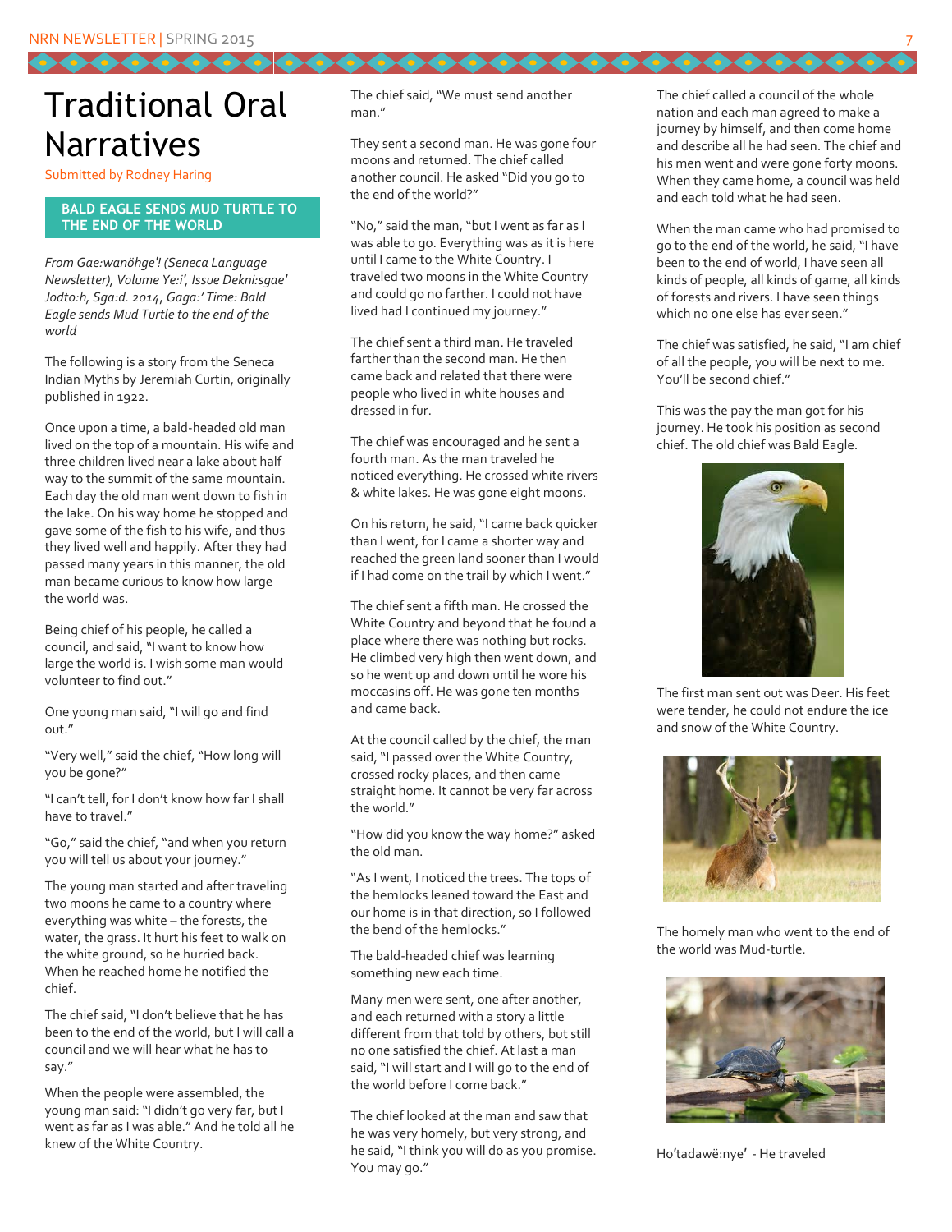# Traditional Oral Narratives

Submitted by Rodney Haring

## BALD EAGLE SENDS MUD TURTLE TO THE END OF THE WORLD

*From Gae:wanöhge'! (Seneca Language Newsletter), Volume Ye:i', Issue Dekni:sgae' Jodto:h, Sga:d. 2014, Gaga:' Time: Bald Eagle sends Mud Turtle to the end of the world*

The following is a story from the Seneca Indian Myths by Jeremiah Curtin, originally published in 1922.

Once upon a time, a bald-headed old man lived on the top of a mountain. His wife and three children lived near a lake about half way to the summit of the same mountain. Each day the old man went down to fish in the lake. On his way home he stopped and gave some of the fish to his wife, and thus they lived well and happily. After they had passed many years in this manner, the old man became curious to know how large the world was.

Being chief of his people, he called a council, and said, "I want to know how large the world is. I wish some man would volunteer to find out."

One young man said, "I will go and find out."

"Very well," said the chief, "How long will you be gone?"

"I can't tell, for I don't know how far I shall have to travel."

"Go," said the chief, "and when you return you will tell us about your journey."

The young man started and after traveling two moons he came to a country where everything was white – the forests, the water, the grass. It hurt his feet to walk on the white ground, so he hurried back. When he reached home he notified the chief.

The chief said, "I don't believe that he has been to the end of the world, but I will call a council and we will hear what he has to say."

When the people were assembled, the young man said: "I didn't go very far, but I went as far as I was able." And he told all he knew of the White Country.

The chief said, "We must send another man."

They sent a second man. He was gone four moons and returned. The chief called another council. He asked "Did you go to the end of the world?"

"No," said the man, "but I went as far as I was able to go. Everything was as it is here until I came to the White Country. I traveled two moons in the White Country and could go no farther. I could not have lived had I continued my journey."

The chief sent a third man. He traveled farther than the second man. He then came back and related that there were people who lived in white houses and dressed in fur.

The chief was encouraged and he sent a fourth man. As the man traveled he noticed everything. He crossed white rivers & white lakes. He was gone eight moons.

On his return, he said, "I came back quicker than I went, for I came a shorter way and reached the green land sooner than I would if I had come on the trail by which I went."

The chief sent a fifth man. He crossed the White Country and beyond that he found a place where there was nothing but rocks. He climbed very high then went down, and so he went up and down until he wore his moccasins off. He was gone ten months and came back.

At the council called by the chief, the man said, "I passed over the White Country, crossed rocky places, and then came straight home. It cannot be very far across the world."

"How did you know the way home?" asked the old man.

"As I went, I noticed the trees. The tops of the hemlocks leaned toward the East and our home is in that direction, so I followed the bend of the hemlocks."

The bald-headed chief was learning something new each time.

Many men were sent, one after another, and each returned with a story a little different from that told by others, but still no one satisfied the chief. At last a man said, "I will start and I will go to the end of the world before I come back."

The chief looked at the man and saw that he was very homely, but very strong, and he said, "I think you will do as you promise. You may go."

The chief called a council of the whole nation and each man agreed to make a journey by himself, and then come home and describe all he had seen. The chief and his men went and were gone forty moons. When they came home, a council was held and each told what he had seen.

When the man came who had promised to go to the end of the world, he said, "I have been to the end of world, I have seen all kinds of people, all kinds of game, all kinds of forests and rivers. I have seen things which no one else has ever seen."

The chief was satisfied, he said, "I am chief of all the people, you will be next to me. You'll be second chief."

This was the pay the man got for his journey. He took his position as second chief. The old chief was Bald Eagle.

The first man sent out was Deer. His feet were tender, he could not endure the ice and snow of the White Country.

The homely man who went to the end of the world was Mud-turtle.

Ho'tadawë:nye' - He traveled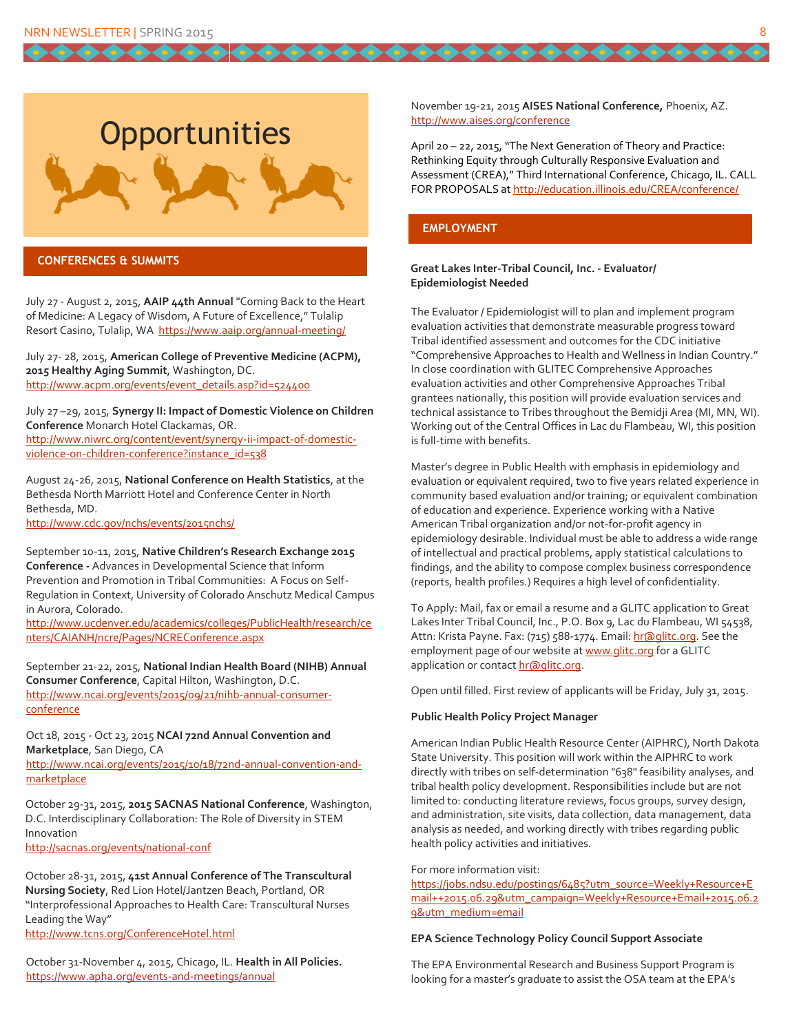# Opportunities

## CONFERENCES & SUMMITS

July 27 - August 2, 2015, **AAIP 44th Annual** "Coming Back to the Heart of Medicine: A Legacy of Wisdom, A Future of Excellence," Tulalip Resort Casino, Tulalip, WA https://www.aaip.org/annual-meeting/

July 27- 28, 2015, **American College of Preventive Medicine (ACPM), 2015 Healthy Aging Summit**, Washington, DC.
http://www.acpm.org/events/event_details.asp?id=524400

July 27 –29, 2015, **Synergy II: Impact of Domestic Violence on Children Conference** Monarch Hotel Clackamas, OR.
http://www.niwrc.org/content/event/synergy-ii-impact-of-domestic-violence-on-children-conference?instance_id=538

August 24-26, 2015, **National Conference on Health Statistics**, at the Bethesda North Marriott Hotel and Conference Center in North Bethesda, MD.
http://www.cdc.gov/nchs/events/2015nchs/

September 10-11, 2015, **Native Children's Research Exchange 2015 Conference -** Advances in Developmental Science that Inform Prevention and Promotion in Tribal Communities: A Focus on Self-Regulation in Context, University of Colorado Anschutz Medical Campus in Aurora, Colorado.
http://www.ucdenver.edu/academics/colleges/PublicHealth/research/centers/CAIANH/ncre/Pages/NCREConference.aspx

September 21-22, 2015, **National Indian Health Board (NIHB) Annual Consumer Conference**, Capital Hilton, Washington, D.C.
http://www.ncai.org/events/2015/09/21/nihb-annual-consumer-conference

Oct 18, 2015 - Oct 23, 2015 **NCAI 72nd Annual Convention and Marketplace**, San Diego, CA
http://www.ncai.org/events/2015/10/18/72nd-annual-convention-and-marketplace

October 29-31, 2015, **2015 SACNAS National Conference**, Washington, D.C. Interdisciplinary Collaboration: The Role of Diversity in STEM Innovation
http://sacnas.org/events/national-conf

October 28-31, 2015, **41st Annual Conference of The Transcultural Nursing Society**, Red Lion Hotel/Jantzen Beach, Portland, OR "Interprofessional Approaches to Health Care: Transcultural Nurses Leading the Way"
http://www.tcns.org/ConferenceHotel.html

October 31-November 4, 2015, Chicago, IL. **Health in All Policies.**
https://www.apha.org/events-and-meetings/annual

November 19-21, 2015 **AISES National Conference,** Phoenix, AZ.
http://www.aises.org/conference

April 20 – 22, 2015, "The Next Generation of Theory and Practice: Rethinking Equity through Culturally Responsive Evaluation and Assessment (CREA)," Third International Conference, Chicago, IL. CALL FOR PROPOSALS at http://education.illinois.edu/CREA/conference/

## EMPLOYMENT

**Great Lakes Inter-Tribal Council, Inc. - Evaluator/ Epidemiologist Needed**

The Evaluator / Epidemiologist will to plan and implement program evaluation activities that demonstrate measurable progress toward Tribal identified assessment and outcomes for the CDC initiative "Comprehensive Approaches to Health and Wellness in Indian Country." In close coordination with GLITEC Comprehensive Approaches evaluation activities and other Comprehensive Approaches Tribal grantees nationally, this position will provide evaluation services and technical assistance to Tribes throughout the Bemidji Area (MI, MN, WI). Working out of the Central Offices in Lac du Flambeau, WI, this position is full-time with benefits.

Master's degree in Public Health with emphasis in epidemiology and evaluation or equivalent required, two to five years related experience in community based evaluation and/or training; or equivalent combination of education and experience. Experience working with a Native American Tribal organization and/or not-for-profit agency in epidemiology desirable. Individual must be able to address a wide range of intellectual and practical problems, apply statistical calculations to findings, and the ability to compose complex business correspondence (reports, health profiles.) Requires a high level of confidentiality.

To Apply: Mail, fax or email a resume and a GLITC application to Great Lakes Inter Tribal Council, Inc., P.O. Box 9, Lac du Flambeau, WI 54538, Attn: Krista Payne. Fax: (715) 588-1774. Email: hr@glitc.org. See the employment page of our website at www.glitc.org for a GLITC application or contact hr@glitc.org.

Open until filled. First review of applicants will be Friday, July 31, 2015.

**Public Health Policy Project Manager**

American Indian Public Health Resource Center (AIPHRC), North Dakota State University. This position will work within the AIPHRC to work directly with tribes on self-determination "638" feasibility analyses, and tribal health policy development. Responsibilities include but are not limited to: conducting literature reviews, focus groups, survey design, and administration, site visits, data collection, data management, data analysis as needed, and working directly with tribes regarding public health policy activities and initiatives.

For more information visit:
https://jobs.ndsu.edu/postings/6485?utm_source=Weekly+Resource+Email++2015.06.29&utm_campaign=Weekly+Resource+Email+2015.06.29&utm_medium=email

**EPA Science Technology Policy Council Support Associate**

The EPA Environmental Research and Business Support Program is looking for a master's graduate to assist the OSA team at the EPA's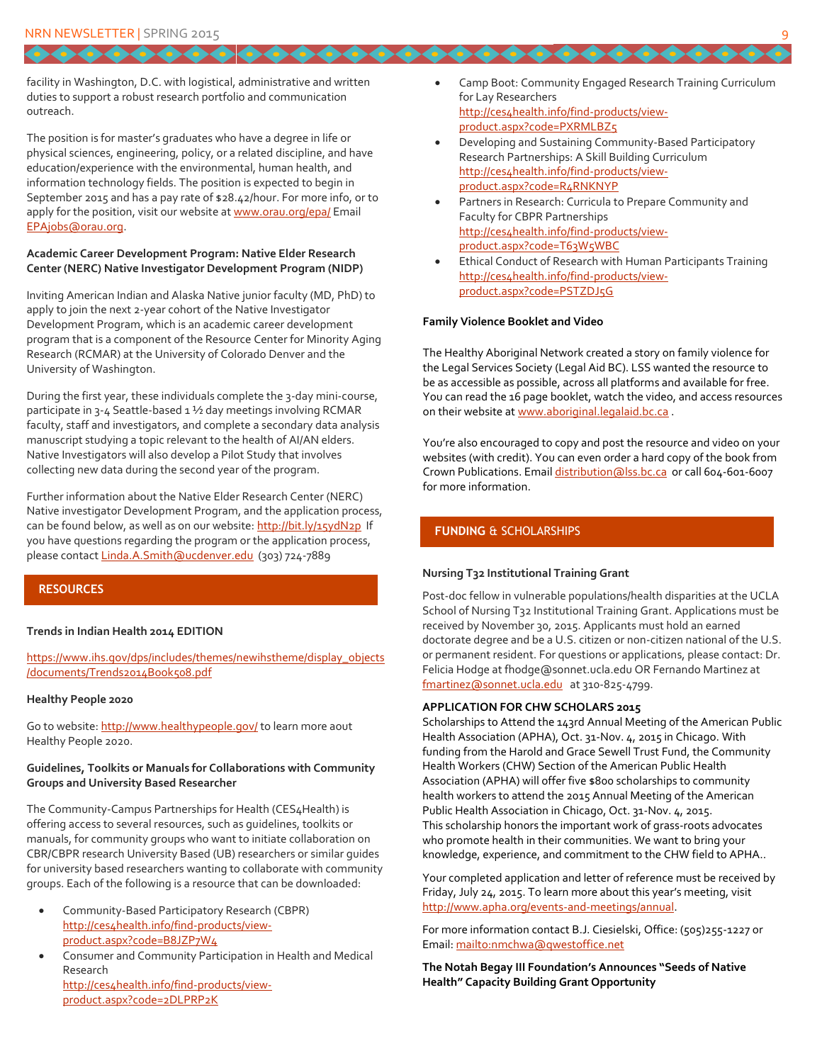facility in Washington, D.C. with logistical, administrative and written duties to support a robust research portfolio and communication outreach.

The position is for master's graduates who have a degree in life or physical sciences, engineering, policy, or a related discipline, and have education/experience with the environmental, human health, and information technology fields. The position is expected to begin in September 2015 and has a pay rate of $28.42/hour. For more info, or to apply for the position, visit our website at www.orau.org/epa/ Email EPAjobs@orau.org.

**Academic Career Development Program: Native Elder Research Center (NERC) Native Investigator Development Program (NIDP)**

Inviting American Indian and Alaska Native junior faculty (MD, PhD) to apply to join the next 2-year cohort of the Native Investigator Development Program, which is an academic career development program that is a component of the Resource Center for Minority Aging Research (RCMAR) at the University of Colorado Denver and the University of Washington.

During the first year, these individuals complete the 3-day mini-course, participate in 3-4 Seattle-based 1 ½ day meetings involving RCMAR faculty, staff and investigators, and complete a secondary data analysis manuscript studying a topic relevant to the health of AI/AN elders. Native Investigators will also develop a Pilot Study that involves collecting new data during the second year of the program.

Further information about the Native Elder Research Center (NERC) Native investigator Development Program, and the application process, can be found below, as well as on our website: http://bit.ly/15ydN2p If you have questions regarding the program or the application process, please contact Linda.A.Smith@ucdenver.edu (303) 724-7889

## RESOURCES

**Trends in Indian Health 2014 EDITION**

https://www.ihs.gov/dps/includes/themes/newihstheme/display_objects/documents/Trends2014Book508.pdf

**Healthy People 2020**

Go to website: http://www.healthypeople.gov/ to learn more aout Healthy People 2020.

**Guidelines, Toolkits or Manuals for Collaborations with Community Groups and University Based Researcher**

The Community-Campus Partnerships for Health (CES4Health) is offering access to several resources, such as guidelines, toolkits or manuals, for community groups who want to initiate collaboration on CBR/CBPR research University Based (UB) researchers or similar guides for university based researchers wanting to collaborate with community groups. Each of the following is a resource that can be downloaded:

- Community-Based Participatory Research (CBPR) http://ces4health.info/find-products/view-product.aspx?code=B8JZP7W4
- Consumer and Community Participation in Health and Medical Research http://ces4health.info/find-products/view-product.aspx?code=2DLPRP2K
- Camp Boot: Community Engaged Research Training Curriculum for Lay Researchers http://ces4health.info/find-products/view-product.aspx?code=PXRMLBZ5
- Developing and Sustaining Community-Based Participatory Research Partnerships: A Skill Building Curriculum http://ces4health.info/find-products/view-product.aspx?code=R4RNKNYP
- Partners in Research: Curricula to Prepare Community and Faculty for CBPR Partnerships http://ces4health.info/find-products/view-product.aspx?code=T63W5WBC
- Ethical Conduct of Research with Human Participants Training http://ces4health.info/find-products/view-product.aspx?code=PSTZDJ5G

**Family Violence Booklet and Video**

The Healthy Aboriginal Network created a story on family violence for the Legal Services Society (Legal Aid BC). LSS wanted the resource to be as accessible as possible, across all platforms and available for free. You can read the 16 page booklet, watch the video, and access resources on their website at www.aboriginal.legalaid.bc.ca .

You're also encouraged to copy and post the resource and video on your websites (with credit). You can even order a hard copy of the book from Crown Publications. Email distribution@lss.bc.ca or call 604-601-6007 for more information.

## FUNDING & SCHOLARSHIPS

**Nursing T32 Institutional Training Grant**

Post-doc fellow in vulnerable populations/health disparities at the UCLA School of Nursing T32 Institutional Training Grant. Applications must be received by November 30, 2015. Applicants must hold an earned doctorate degree and be a U.S. citizen or non-citizen national of the U.S. or permanent resident. For questions or applications, please contact: Dr. Felicia Hodge at fhodge@sonnet.ucla.edu OR Fernando Martinez at fmartinez@sonnet.ucla.edu at 310-825-4799.

**APPLICATION FOR CHW SCHOLARS 2015**

Scholarships to Attend the 143rd Annual Meeting of the American Public Health Association (APHA), Oct. 31-Nov. 4, 2015 in Chicago. With funding from the Harold and Grace Sewell Trust Fund, the Community Health Workers (CHW) Section of the American Public Health Association (APHA) will offer five $800 scholarships to community health workers to attend the 2015 Annual Meeting of the American Public Health Association in Chicago, Oct. 31-Nov. 4, 2015.

This scholarship honors the important work of grass-roots advocates who promote health in their communities. We want to bring your knowledge, experience, and commitment to the CHW field to APHA..

Your completed application and letter of reference must be received by Friday, July 24, 2015. To learn more about this year's meeting, visit http://www.apha.org/events-and-meetings/annual.

For more information contact B.J. Ciesielski, Office: (505)255-1227 or Email: mailto:nmchwa@qwestoffice.net

**The Notah Begay III Foundation's Announces "Seeds of Native Health" Capacity Building Grant Opportunity**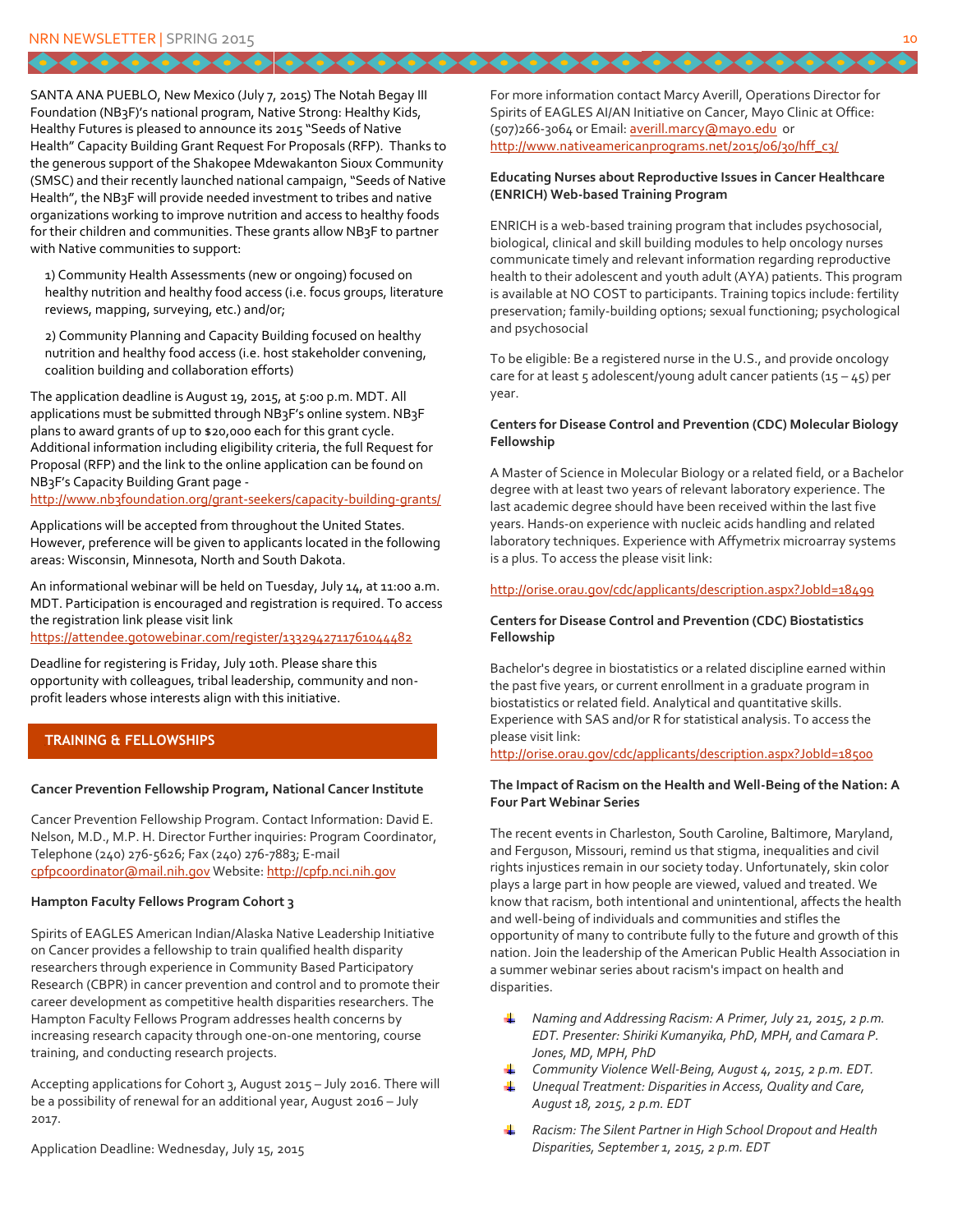SANTA ANA PUEBLO, New Mexico (July 7, 2015) The Notah Begay III Foundation (NB3F)'s national program, Native Strong: Healthy Kids, Healthy Futures is pleased to announce its 2015 "Seeds of Native Health" Capacity Building Grant Request For Proposals (RFP). Thanks to the generous support of the Shakopee Mdewakanton Sioux Community (SMSC) and their recently launched national campaign, "Seeds of Native Health", the NB3F will provide needed investment to tribes and native organizations working to improve nutrition and access to healthy foods for their children and communities. These grants allow NB3F to partner with Native communities to support:

1) Community Health Assessments (new or ongoing) focused on healthy nutrition and healthy food access (i.e. focus groups, literature reviews, mapping, surveying, etc.) and/or;

2) Community Planning and Capacity Building focused on healthy nutrition and healthy food access (i.e. host stakeholder convening, coalition building and collaboration efforts)

The application deadline is August 19, 2015, at 5:00 p.m. MDT. All applications must be submitted through NB3F's online system. NB3F plans to award grants of up to $20,000 each for this grant cycle. Additional information including eligibility criteria, the full Request for Proposal (RFP) and the link to the online application can be found on NB3F's Capacity Building Grant page - http://www.nb3foundation.org/grant-seekers/capacity-building-grants/

Applications will be accepted from throughout the United States. However, preference will be given to applicants located in the following areas: Wisconsin, Minnesota, North and South Dakota.

An informational webinar will be held on Tuesday, July 14, at 11:00 a.m. MDT. Participation is encouraged and registration is required. To access the registration link please visit link https://attendee.gotowebinar.com/register/1332942711761044482

Deadline for registering is Friday, July 10th. Please share this opportunity with colleagues, tribal leadership, community and non-profit leaders whose interests align with this initiative.

## TRAINING & FELLOWSHIPS

**Cancer Prevention Fellowship Program, National Cancer Institute**

Cancer Prevention Fellowship Program. Contact Information: David E. Nelson, M.D., M.P. H. Director Further inquiries: Program Coordinator, Telephone (240) 276-5626; Fax (240) 276-7883; E-mail cpfpcoordinator@mail.nih.gov Website: http://cpfp.nci.nih.gov

**Hampton Faculty Fellows Program Cohort 3**

Spirits of EAGLES American Indian/Alaska Native Leadership Initiative on Cancer provides a fellowship to train qualified health disparity researchers through experience in Community Based Participatory Research (CBPR) in cancer prevention and control and to promote their career development as competitive health disparities researchers. The Hampton Faculty Fellows Program addresses health concerns by increasing research capacity through one-on-one mentoring, course training, and conducting research projects.

Accepting applications for Cohort 3, August 2015 – July 2016. There will be a possibility of renewal for an additional year, August 2016 – July 2017.

Application Deadline: Wednesday, July 15, 2015

For more information contact Marcy Averill, Operations Director for Spirits of EAGLES AI/AN Initiative on Cancer, Mayo Clinic at Office: (507)266-3064 or Email: averill.marcy@mayo.edu or http://www.nativeamericanprograms.net/2015/06/30/hff_c3/

**Educating Nurses about Reproductive Issues in Cancer Healthcare (ENRICH) Web-based Training Program**

ENRICH is a web-based training program that includes psychosocial, biological, clinical and skill building modules to help oncology nurses communicate timely and relevant information regarding reproductive health to their adolescent and youth adult (AYA) patients. This program is available at NO COST to participants. Training topics include: fertility preservation; family-building options; sexual functioning; psychological and psychosocial

To be eligible: Be a registered nurse in the U.S., and provide oncology care for at least 5 adolescent/young adult cancer patients (15 – 45) per year.

**Centers for Disease Control and Prevention (CDC) Molecular Biology Fellowship**

A Master of Science in Molecular Biology or a related field, or a Bachelor degree with at least two years of relevant laboratory experience. The last academic degree should have been received within the last five years. Hands-on experience with nucleic acids handling and related laboratory techniques. Experience with Affymetrix microarray systems is a plus. To access the please visit link:

http://orise.orau.gov/cdc/applicants/description.aspx?JobId=18499

**Centers for Disease Control and Prevention (CDC) Biostatistics Fellowship**

Bachelor's degree in biostatistics or a related discipline earned within the past five years, or current enrollment in a graduate program in biostatistics or related field. Analytical and quantitative skills. Experience with SAS and/or R for statistical analysis. To access the please visit link:
http://orise.orau.gov/cdc/applicants/description.aspx?JobId=18500

**The Impact of Racism on the Health and Well-Being of the Nation: A Four Part Webinar Series**

The recent events in Charleston, South Caroline, Baltimore, Maryland, and Ferguson, Missouri, remind us that stigma, inequalities and civil rights injustices remain in our society today. Unfortunately, skin color plays a large part in how people are viewed, valued and treated. We know that racism, both intentional and unintentional, affects the health and well-being of individuals and communities and stifles the opportunity of many to contribute fully to the future and growth of this nation. Join the leadership of the American Public Health Association in a summer webinar series about racism's impact on health and disparities.

- *Naming and Addressing Racism: A Primer, July 21, 2015, 2 p.m. EDT. Presenter: Shiriki Kumanyika, PhD, MPH, and Camara P. Jones, MD, MPH, PhD*
- *Community Violence Well-Being, August 4, 2015, 2 p.m. EDT.*
- *Unequal Treatment: Disparities in Access, Quality and Care, August 18, 2015, 2 p.m. EDT*
- *Racism: The Silent Partner in High School Dropout and Health Disparities, September 1, 2015, 2 p.m. EDT*